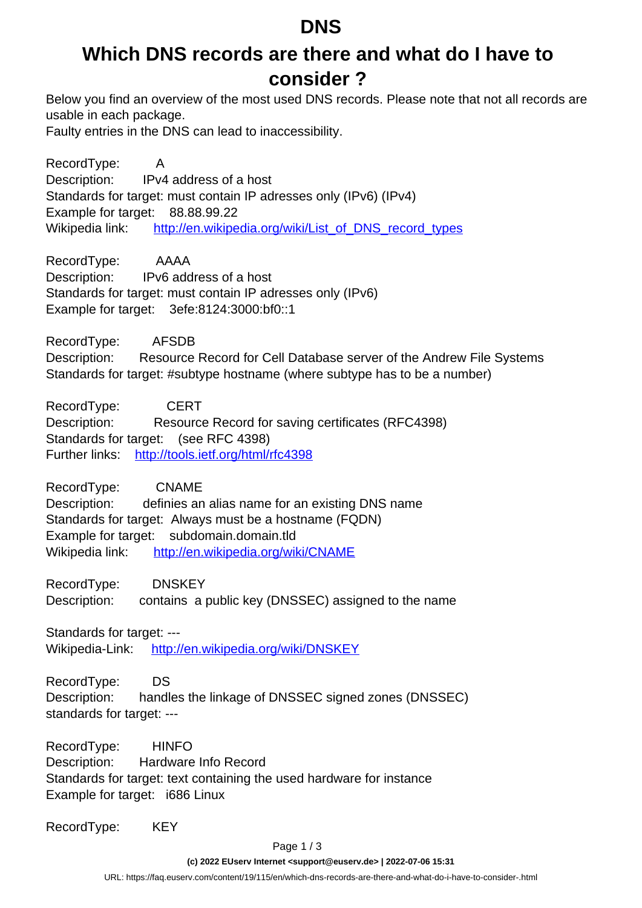# DNS

## Which DNS records are there and what do I have to consider ?

Below you find an overview of the most used DNS records. Please note that not all records are usable in each package.
Faulty entries in the DNS can lead to inaccessibility.

RecordType: A
Description: IPv4 address of a host
Standards for target: must contain IP adresses only (IPv6) (IPv4)
Example for target: 88.88.99.22
Wikipedia link: http://en.wikipedia.org/wiki/List_of_DNS_record_types

RecordType: AAAA
Description: IPv6 address of a host
Standards for target: must contain IP adresses only (IPv6)
Example for target: 3efe:8124:3000:bf0::1

RecordType: AFSDB
Description: Resource Record for Cell Database server of the Andrew File Systems
Standards for target: #subtype hostname (where subtype has to be a number)

RecordType: CERT
Description: Resource Record for saving certificates (RFC4398)
Standards for target: (see RFC 4398)
Further links: http://tools.ietf.org/html/rfc4398

RecordType: CNAME
Description: definies an alias name for an existing DNS name
Standards for target: Always must be a hostname (FQDN)
Example for target: subdomain.domain.tld
Wikipedia link: http://en.wikipedia.org/wiki/CNAME

RecordType: DNSKEY
Description: contains a public key (DNSSEC) assigned to the name

Standards for target: ---
Wikipedia-Link: http://en.wikipedia.org/wiki/DNSKEY

RecordType: DS
Description: handles the linkage of DNSSEC signed zones (DNSSEC)
standards for target: ---

RecordType: HINFO
Description: Hardware Info Record
Standards for target: text containing the used hardware for instance
Example for target: i686 Linux

RecordType: KEY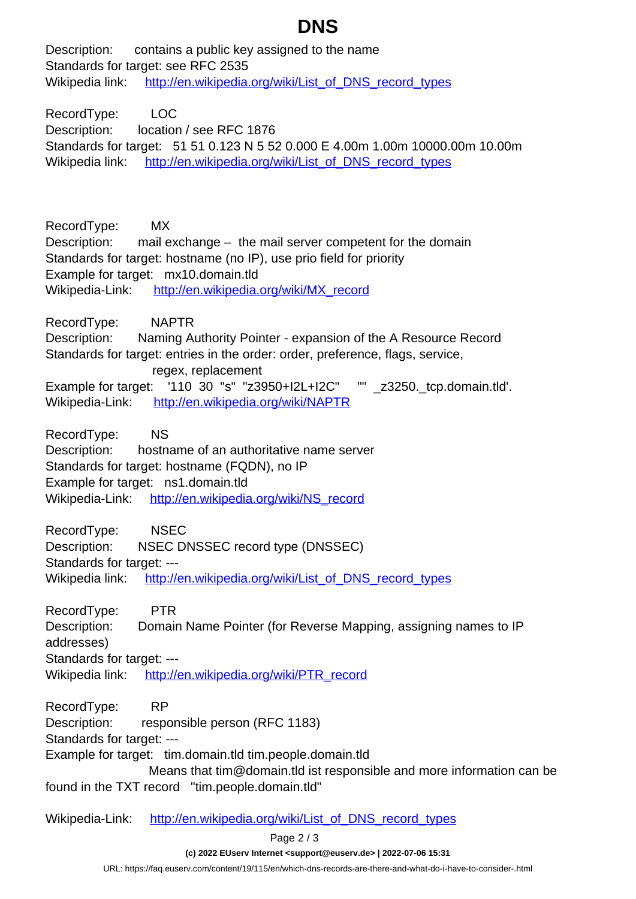Description: contains a public key assigned to the name
Standards for target: see RFC 2535
Wikipedia link: [http://en.wikipedia.org/wiki/List_of_DNS_record_types](http://en.wikipedia.org/wiki/List_of_DNS_record_types)

RecordType: LOC
Description: location / see RFC 1876
Standards for target: 51 51 0.123 N 5 52 0.000 E 4.00m 1.00m 10000.00m 10.00m
Wikipedia link: [http://en.wikipedia.org/wiki/List_of_DNS_record_types](http://en.wikipedia.org/wiki/List_of_DNS_record_types)

RecordType: MX
Description: mail exchange – the mail server competent for the domain
Standards for target: hostname (no IP), use prio field for priority
Example for target: mx10.domain.tld
Wikipedia-Link: [http://en.wikipedia.org/wiki/MX_record](http://en.wikipedia.org/wiki/MX_record)

RecordType: NAPTR
Description: Naming Authority Pointer - expansion of the A Resource Record
Standards for target: entries in the order: order, preference, flags, service, regex, replacement
Example for target: '110 30 "s" "z3950+I2L+I2C" "" _z3250._tcp.domain.tld'.
Wikipedia-Link: [http://en.wikipedia.org/wiki/NAPTR](http://en.wikipedia.org/wiki/NAPTR)

RecordType: NS
Description: hostname of an authoritative name server
Standards for target: hostname (FQDN), no IP
Example for target: ns1.domain.tld
Wikipedia-Link: [http://en.wikipedia.org/wiki/NS_record](http://en.wikipedia.org/wiki/NS_record)

RecordType: NSEC
Description: NSEC DNSSEC record type (DNSSEC)
Standards for target: ---
Wikipedia link: [http://en.wikipedia.org/wiki/List_of_DNS_record_types](http://en.wikipedia.org/wiki/List_of_DNS_record_types)

RecordType: PTR
Description: Domain Name Pointer (for Reverse Mapping, assigning names to IP addresses)
Standards for target: ---
Wikipedia link: [http://en.wikipedia.org/wiki/PTR_record](http://en.wikipedia.org/wiki/PTR_record)

RecordType: RP
Description: responsible person (RFC 1183)
Standards for target: ---
Example for target: tim.domain.tld tim.people.domain.tld
Means that tim@domain.tld ist responsible and more information can be found in the TXT record "tim.people.domain.tld"

Wikipedia-Link: [http://en.wikipedia.org/wiki/List_of_DNS_record_types](http://en.wikipedia.org/wiki/List_of_DNS_record_types)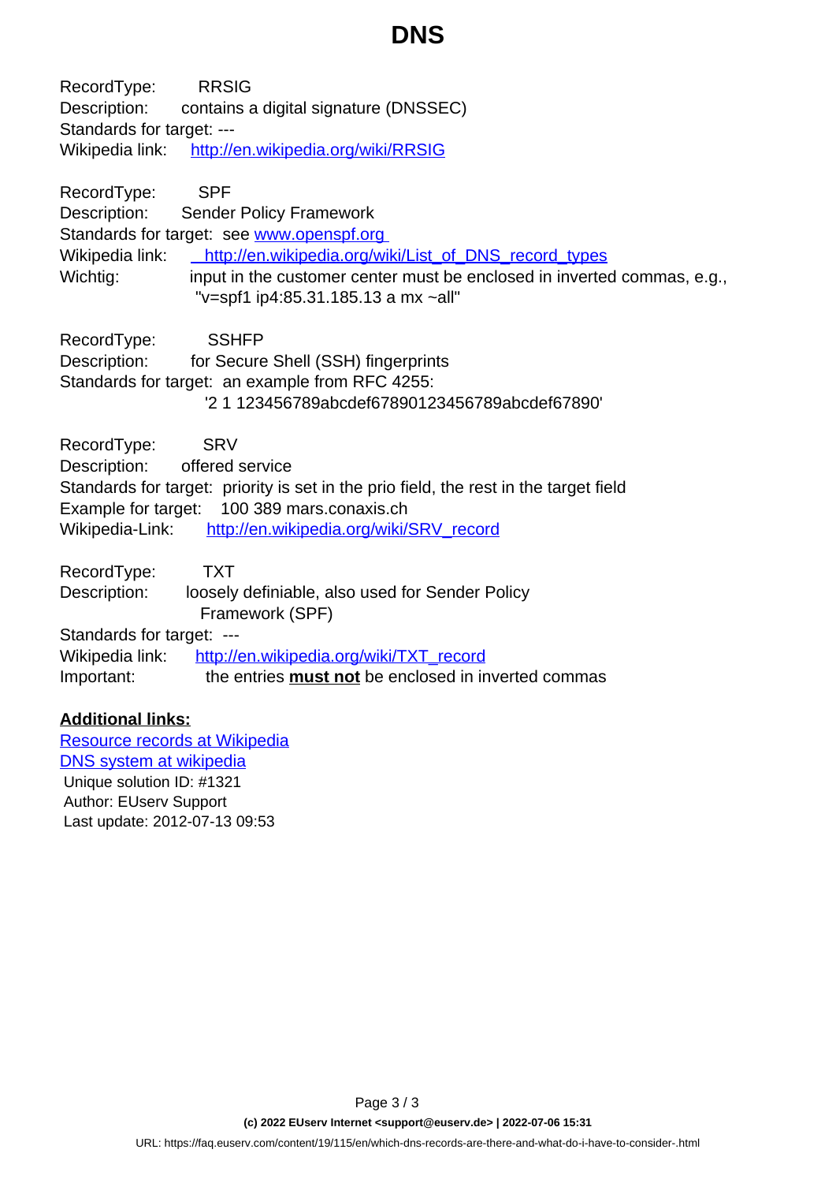# DNS

RecordType: RRSIG
Description: contains a digital signature (DNSSEC)
Standards for target: ---
Wikipedia link: http://en.wikipedia.org/wiki/RRSIG

RecordType: SPF
Description: Sender Policy Framework
Standards for target: see www.openspf.org
Wikipedia link: http://en.wikipedia.org/wiki/List_of_DNS_record_types
Wichtig: input in the customer center must be enclosed in inverted commas, e.g., "v=spf1 ip4:85.31.185.13 a mx ~all"

RecordType: SSHFP
Description: for Secure Shell (SSH) fingerprints
Standards for target: an example from RFC 4255:
'2 1 123456789abcdef67890123456789abcdef67890'

RecordType: SRV
Description: offered service
Standards for target: priority is set in the prio field, the rest in the target field
Example for target: 100 389 mars.conaxis.ch
Wikipedia-Link: http://en.wikipedia.org/wiki/SRV_record

RecordType: TXT
Description: loosely definiable, also used for Sender Policy Framework (SPF)
Standards for target: ---
Wikipedia link: http://en.wikipedia.org/wiki/TXT_record
Important: the entries **must not** be enclosed in inverted commas

**Additional links:**

Resource records at Wikipedia
DNS system at wikipedia

Unique solution ID: #1321
Author: EUserv Support
Last update: 2012-07-13 09:53